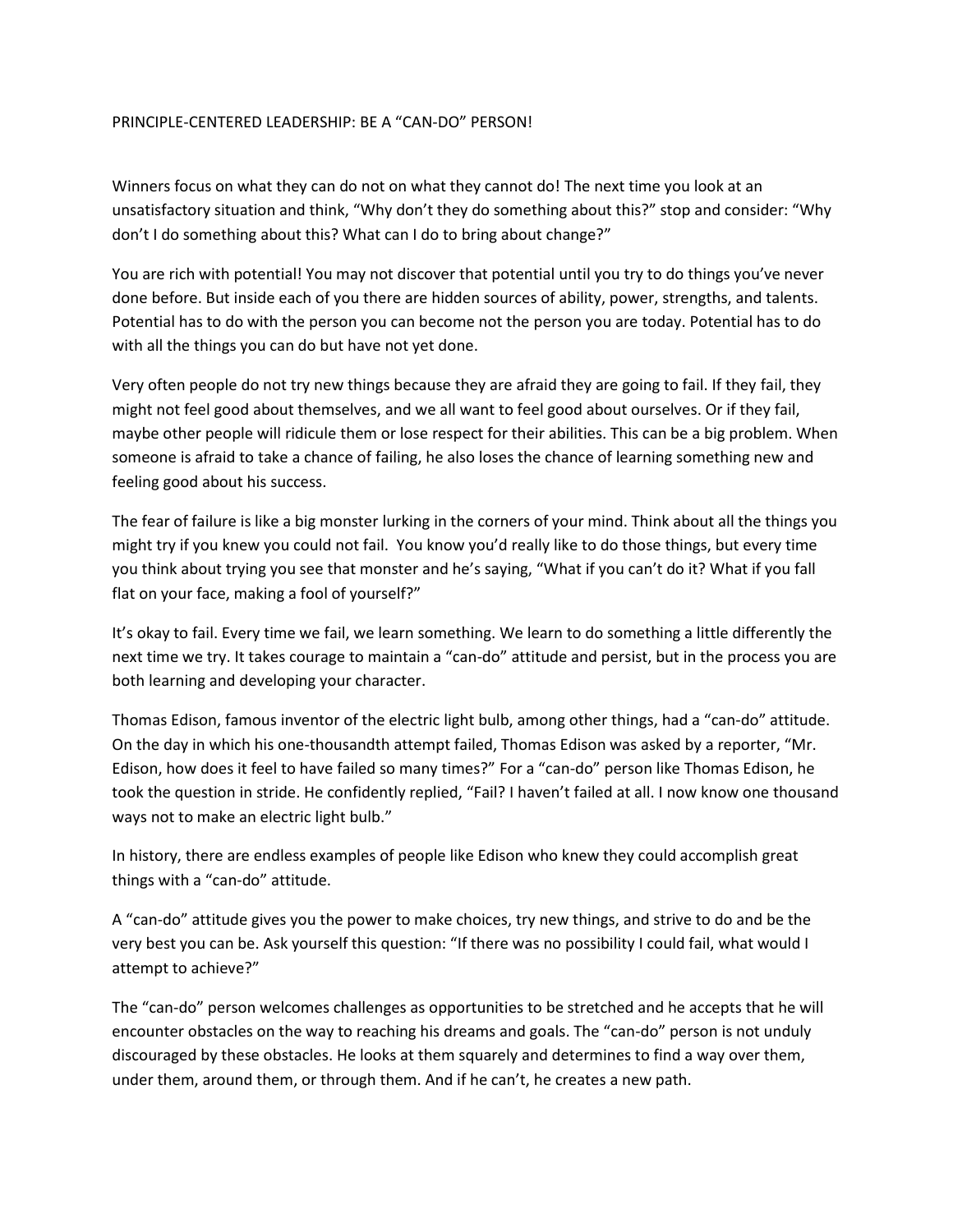# PRINCIPLE-CENTERED LEADERSHIP: BE A "CAN-DO" PERSON!

Winners focus on what they can do not on what they cannot do! The next time you look at an unsatisfactory situation and think, "Why don't they do something about this?" stop and consider: "Why don't I do something about this? What can I do to bring about change?"

You are rich with potential! You may not discover that potential until you try to do things you've never done before. But inside each of you there are hidden sources of ability, power, strengths, and talents. Potential has to do with the person you can become not the person you are today. Potential has to do with all the things you can do but have not yet done.

Very often people do not try new things because they are afraid they are going to fail. If they fail, they might not feel good about themselves, and we all want to feel good about ourselves. Or if they fail, maybe other people will ridicule them or lose respect for their abilities. This can be a big problem. When someone is afraid to take a chance of failing, he also loses the chance of learning something new and feeling good about his success.

The fear of failure is like a big monster lurking in the corners of your mind. Think about all the things you might try if you knew you could not fail. You know you'd really like to do those things, but every time you think about trying you see that monster and he's saying, "What if you can't do it? What if you fall flat on your face, making a fool of yourself?"

It's okay to fail. Every time we fail, we learn something. We learn to do something a little differently the next time we try. It takes courage to maintain a "can-do" attitude and persist, but in the process you are both learning and developing your character.

Thomas Edison, famous inventor of the electric light bulb, among other things, had a "can-do" attitude. On the day in which his one-thousandth attempt failed, Thomas Edison was asked by a reporter, "Mr. Edison, how does it feel to have failed so many times?" For a "can-do" person like Thomas Edison, he took the question in stride. He confidently replied, "Fail? I haven't failed at all. I now know one thousand ways not to make an electric light bulb."

In history, there are endless examples of people like Edison who knew they could accomplish great things with a "can-do" attitude.

A "can-do" attitude gives you the power to make choices, try new things, and strive to do and be the very best you can be. Ask yourself this question: "If there was no possibility I could fail, what would I attempt to achieve?"

The "can-do" person welcomes challenges as opportunities to be stretched and he accepts that he will encounter obstacles on the way to reaching his dreams and goals. The "can-do" person is not unduly discouraged by these obstacles. He looks at them squarely and determines to find a way over them, under them, around them, or through them. And if he can't, he creates a new path.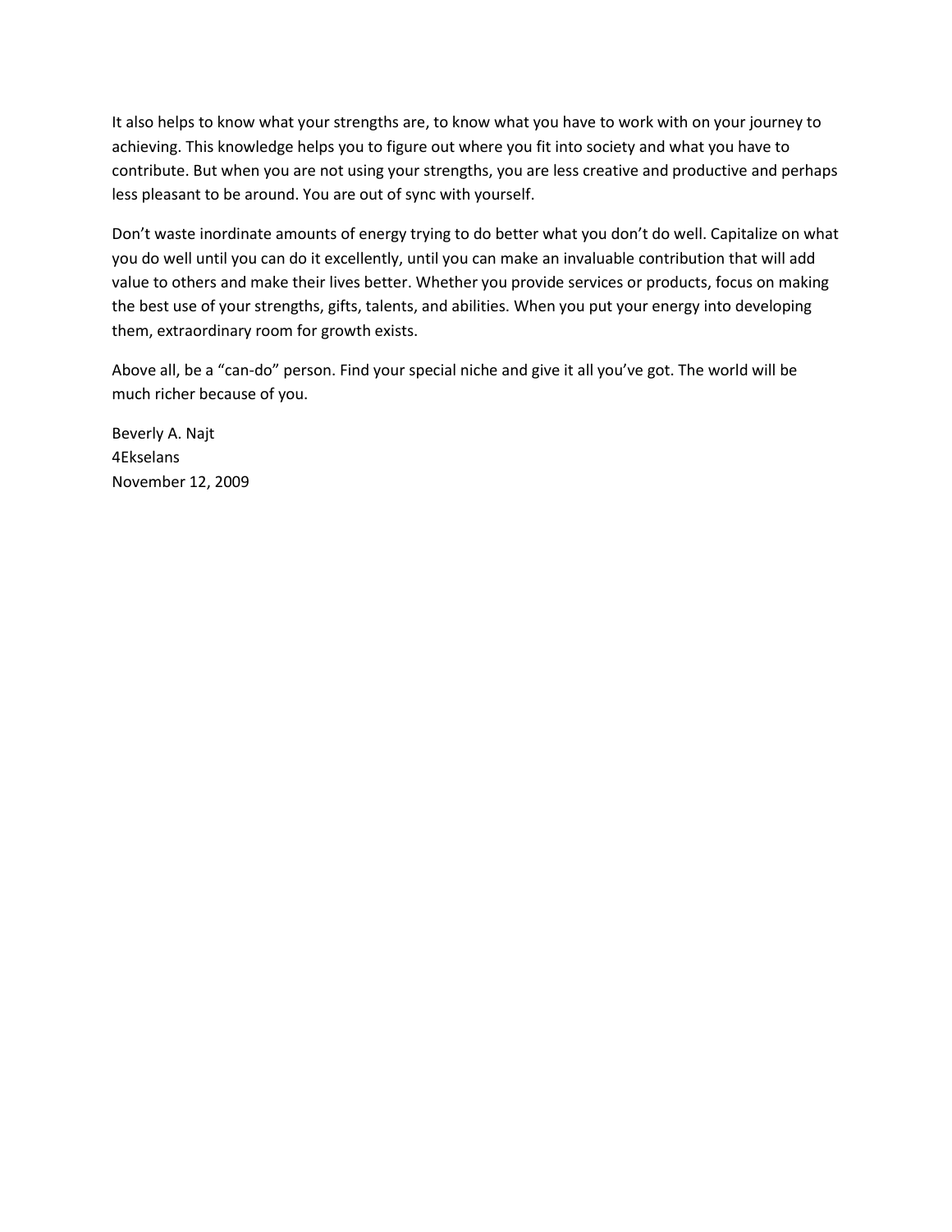It also helps to know what your strengths are, to know what you have to work with on your journey to achieving. This knowledge helps you to figure out where you fit into society and what you have to contribute. But when you are not using your strengths, you are less creative and productive and perhaps less pleasant to be around. You are out of sync with yourself.

Don't waste inordinate amounts of energy trying to do better what you don't do well. Capitalize on what you do well until you can do it excellently, until you can make an invaluable contribution that will add value to others and make their lives better. Whether you provide services or products, focus on making the best use of your strengths, gifts, talents, and abilities. When you put your energy into developing them, extraordinary room for growth exists.

Above all, be a "can-do" person. Find your special niche and give it all you've got. The world will be much richer because of you.

Beverly A. Najt
4Ekselans
November 12, 2009